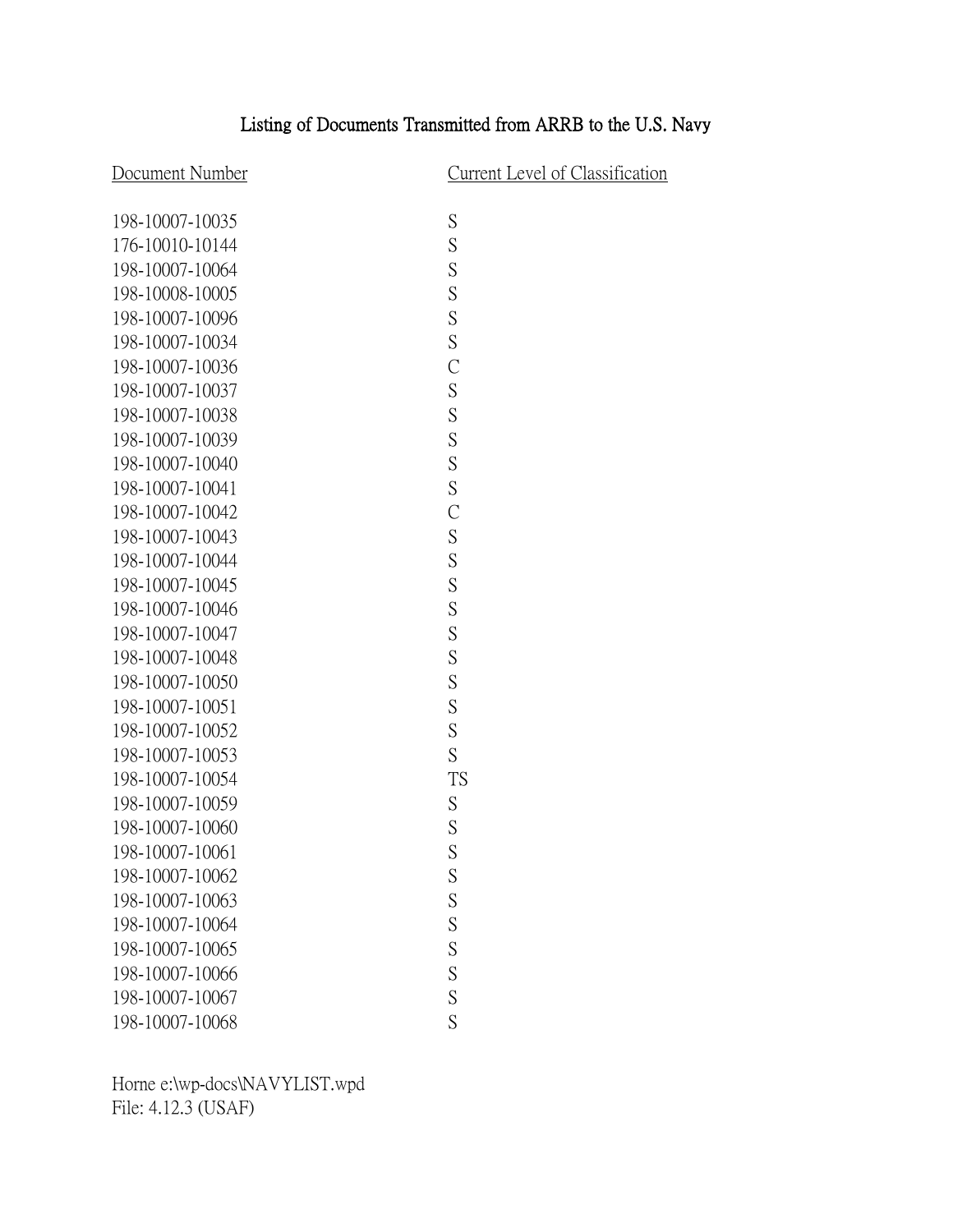# Listing of Documents Transmitted from ARRB to the U.S. Navy

| Document Number | Current Level of Classification |
|---|---|
| 198-10007-10035 | S |
| 176-10010-10144 | S |
| 198-10007-10064 | S |
| 198-10008-10005 | S |
| 198-10007-10096 | S |
| 198-10007-10034 | S |
| 198-10007-10036 | C |
| 198-10007-10037 | S |
| 198-10007-10038 | S |
| 198-10007-10039 | S |
| 198-10007-10040 | S |
| 198-10007-10041 | S |
| 198-10007-10042 | C |
| 198-10007-10043 | S |
| 198-10007-10044 | S |
| 198-10007-10045 | S |
| 198-10007-10046 | S |
| 198-10007-10047 | S |
| 198-10007-10048 | S |
| 198-10007-10050 | S |
| 198-10007-10051 | S |
| 198-10007-10052 | S |
| 198-10007-10053 | S |
| 198-10007-10054 | TS |
| 198-10007-10059 | S |
| 198-10007-10060 | S |
| 198-10007-10061 | S |
| 198-10007-10062 | S |
| 198-10007-10063 | S |
| 198-10007-10064 | S |
| 198-10007-10065 | S |
| 198-10007-10066 | S |
| 198-10007-10067 | S |
| 198-10007-10068 | S |

Horne e:\wp-docs\NAVYLIST.wpd
File: 4.12.3 (USAF)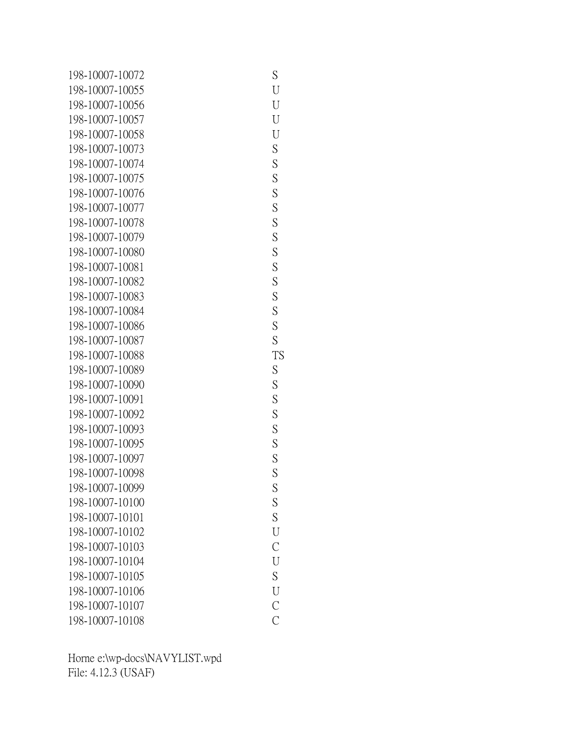| | |
|---|---|
| 198-10007-10072 | S |
| 198-10007-10055 | U |
| 198-10007-10056 | U |
| 198-10007-10057 | U |
| 198-10007-10058 | U |
| 198-10007-10073 | S |
| 198-10007-10074 | S |
| 198-10007-10075 | S |
| 198-10007-10076 | S |
| 198-10007-10077 | S |
| 198-10007-10078 | S |
| 198-10007-10079 | S |
| 198-10007-10080 | S |
| 198-10007-10081 | S |
| 198-10007-10082 | S |
| 198-10007-10083 | S |
| 198-10007-10084 | S |
| 198-10007-10086 | S |
| 198-10007-10087 | S |
| 198-10007-10088 | TS |
| 198-10007-10089 | S |
| 198-10007-10090 | S |
| 198-10007-10091 | S |
| 198-10007-10092 | S |
| 198-10007-10093 | S |
| 198-10007-10095 | S |
| 198-10007-10097 | S |
| 198-10007-10098 | S |
| 198-10007-10099 | S |
| 198-10007-10100 | S |
| 198-10007-10101 | S |
| 198-10007-10102 | U |
| 198-10007-10103 | C |
| 198-10007-10104 | U |
| 198-10007-10105 | S |
| 198-10007-10106 | U |
| 198-10007-10107 | C |
| 198-10007-10108 | C |

Horne e:\wp-docs\NAVYLIST.wpd
File: 4.12.3 (USAF)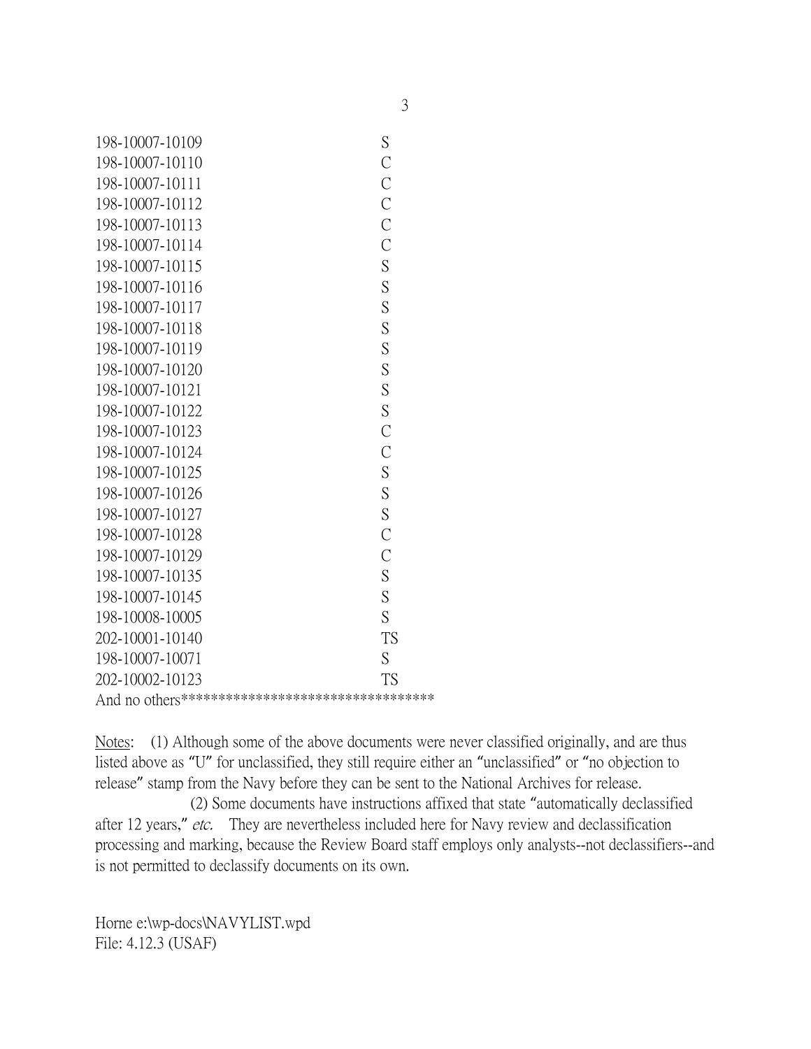| | |
|---|---|
| 198-10007-10109 | S |
| 198-10007-10110 | C |
| 198-10007-10111 | C |
| 198-10007-10112 | C |
| 198-10007-10113 | C |
| 198-10007-10114 | C |
| 198-10007-10115 | S |
| 198-10007-10116 | S |
| 198-10007-10117 | S |
| 198-10007-10118 | S |
| 198-10007-10119 | S |
| 198-10007-10120 | S |
| 198-10007-10121 | S |
| 198-10007-10122 | S |
| 198-10007-10123 | C |
| 198-10007-10124 | C |
| 198-10007-10125 | S |
| 198-10007-10126 | S |
| 198-10007-10127 | S |
| 198-10007-10128 | C |
| 198-10007-10129 | C |
| 198-10007-10135 | S |
| 198-10007-10145 | S |
| 198-10008-10005 | S |
| 202-10001-10140 | TS |
| 198-10007-10071 | S |
| 202-10002-10123 | TS |

And no others*********************************

Notes: (1) Although some of the above documents were never classified originally, and are thus listed above as "U" for unclassified, they still require either an "unclassified" or "no objection to release" stamp from the Navy before they can be sent to the National Archives for release.

(2) Some documents have instructions affixed that state "automatically declassified after 12 years," *etc.* They are nevertheless included here for Navy review and declassification processing and marking, because the Review Board staff employs only analysts--not declassifiers--and is not permitted to declassify documents on its own.

Horne e:\wp-docs\NAVYLIST.wpd
File: 4.12.3 (USAF)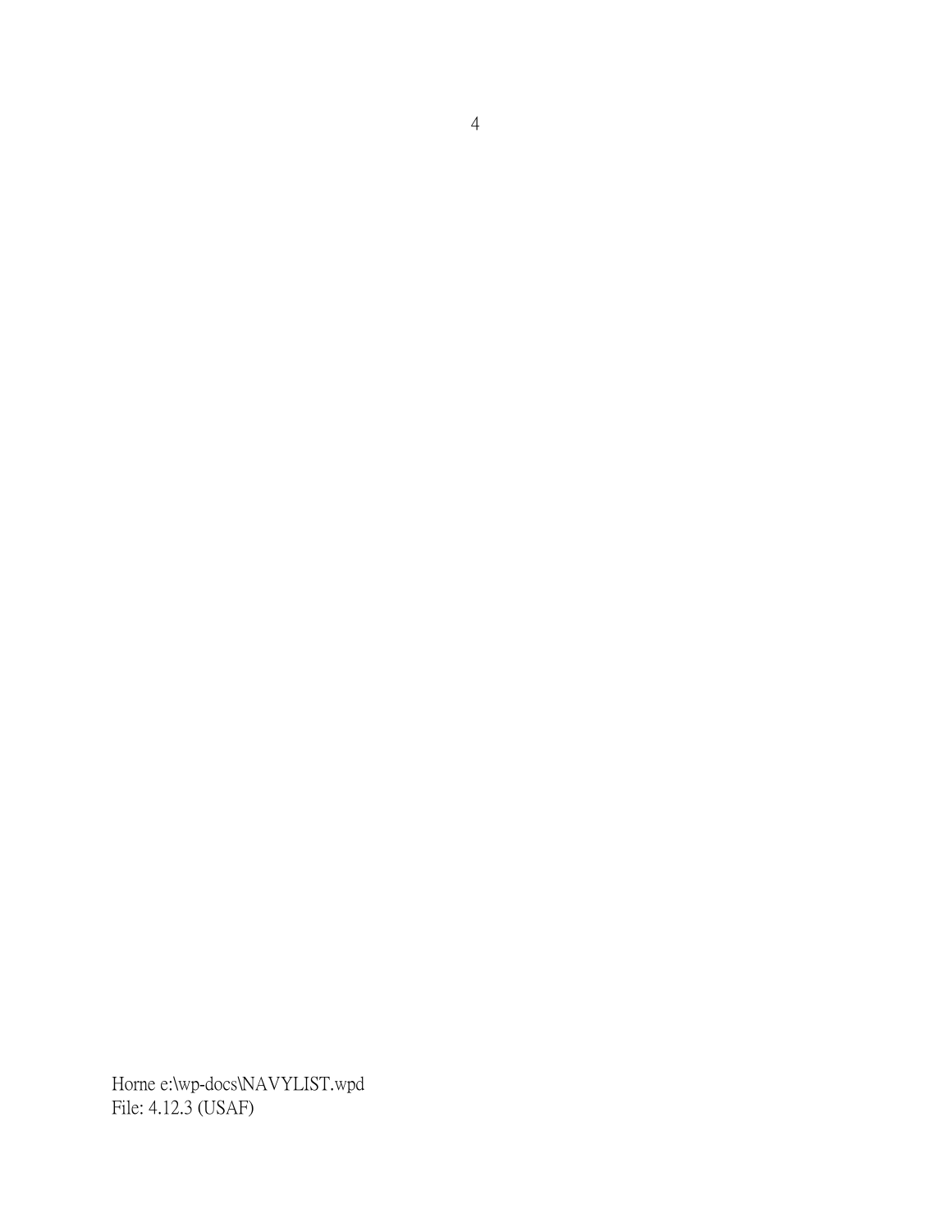Horne e:\wp-docs\NAVYLIST.wpd
File: 4.12.3 (USAF)